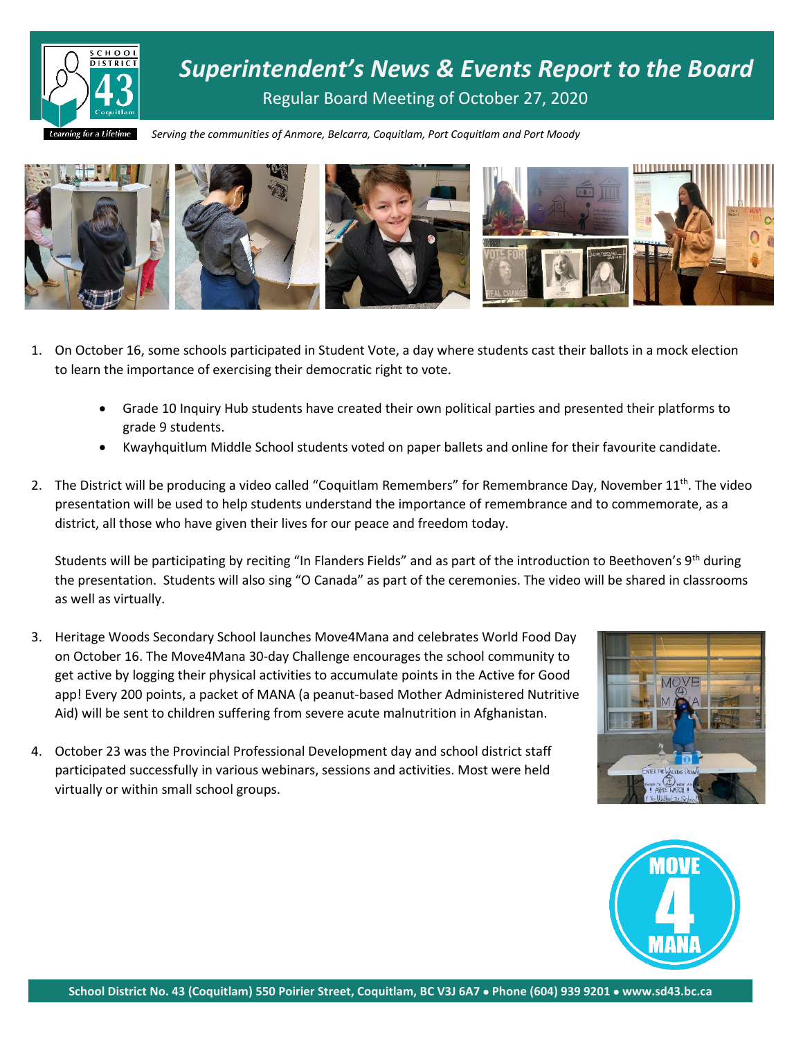# *Superintendent's News & Events Report to the Board*

Regular Board Meeting of October 27, 2020

*Serving the communities of Anmore, Belcarra, Coquitlam, Port Coquitlam and Port Moody*

1. On October 16, some schools participated in Student Vote, a day where students cast their ballots in a mock election to learn the importance of exercising their democratic right to vote.

    - Grade 10 Inquiry Hub students have created their own political parties and presented their platforms to grade 9 students.
    - Kwayhquitlum Middle School students voted on paper ballets and online for their favourite candidate.

2. The District will be producing a video called "Coquitlam Remembers" for Remembrance Day, November 11th. The video presentation will be used to help students understand the importance of remembrance and to commemorate, as a district, all those who have given their lives for our peace and freedom today.

    Students will be participating by reciting "In Flanders Fields" and as part of the introduction to Beethoven's 9th during the presentation. Students will also sing "O Canada" as part of the ceremonies. The video will be shared in classrooms as well as virtually.

3. Heritage Woods Secondary School launches Move4Mana and celebrates World Food Day on October 16. The Move4Mana 30-day Challenge encourages the school community to get active by logging their physical activities to accumulate points in the Active for Good app! Every 200 points, a packet of MANA (a peanut-based Mother Administered Nutritive Aid) will be sent to children suffering from severe acute malnutrition in Afghanistan.

4. October 23 was the Provincial Professional Development day and school district staff participated successfully in various webinars, sessions and activities. Most were held virtually or within small school groups.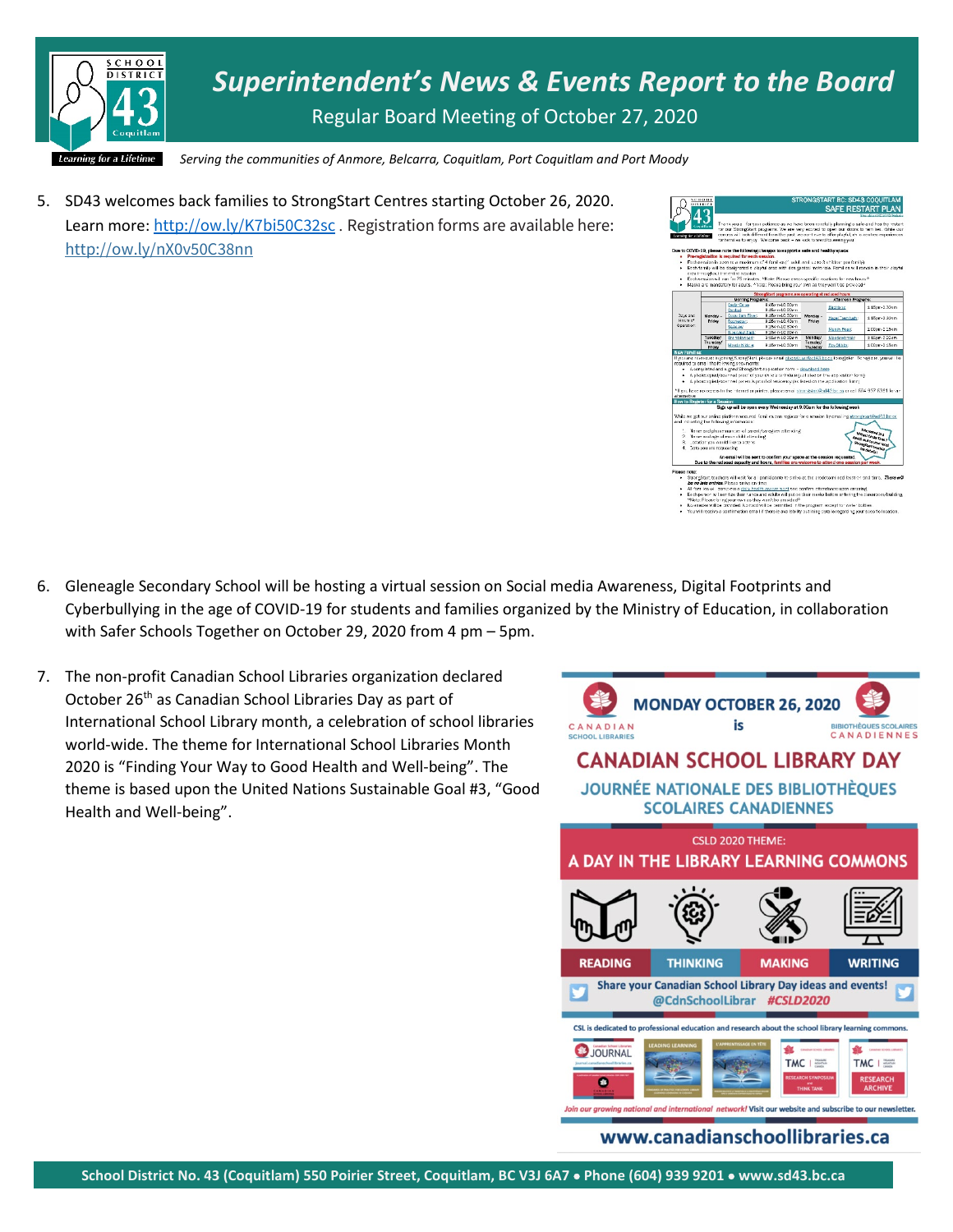# *Superintendent's News & Events Report to the Board*

Regular Board Meeting of October 27, 2020

*Serving the communities of Anmore, Belcarra, Coquitlam, Port Coquitlam and Port Moody*

5. SD43 welcomes back families to StrongStart Centres starting October 26, 2020. Learn more: http://ow.ly/K7bi50C32sc . Registration forms are available here: http://ow.ly/nX0v50C38nn

6. Gleneagle Secondary School will be hosting a virtual session on Social media Awareness, Digital Footprints and Cyberbullying in the age of COVID-19 for students and families organized by the Ministry of Education, in collaboration with Safer Schools Together on October 29, 2020 from 4 pm – 5pm.

7. The non-profit Canadian School Libraries organization declared October 26th as Canadian School Libraries Day as part of International School Library month, a celebration of school libraries world-wide. The theme for International School Libraries Month 2020 is "Finding Your Way to Good Health and Well-being". The theme is based upon the United Nations Sustainable Goal #3, "Good Health and Well-being".